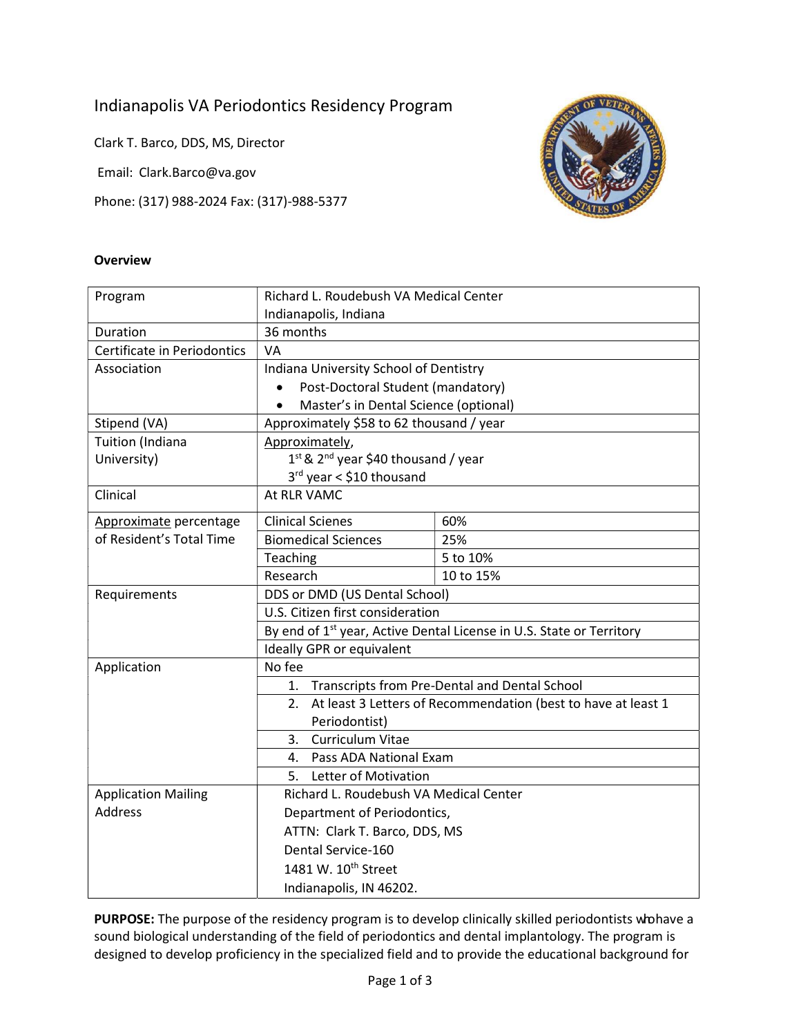# Indianapolis VA Periodontics Residency Program

Clark T. Barco, DDS, MS, Director

Email: Clark.Barco@va.gov

Phone: (317) 988-2024 Fax: (317)-988-5377

**Overview**

| | | |
|---|---|---|
| Program | Richard L. Roudebush VA Medical Center<br>Indianapolis, Indiana | |
| Duration | 36 months | |
| Certificate in Periodontics | VA | |
| Association | Indiana University School of Dentistry<br>• Post-Doctoral Student (mandatory)<br>• Master's in Dental Science (optional) | |
| Stipend (VA) | Approximately $58 to 62 thousand / year | |
| Tuition (Indiana University) | Approximately,<br>1st & 2nd year $40 thousand / year<br>3rd year < $10 thousand | |
| Clinical | At RLR VAMC | |
| Approximate percentage of Resident's Total Time | Clinical Scienes | 60% |
| | Biomedical Sciences | 25% |
| | Teaching | 5 to 10% |
| | Research | 10 to 15% |
| Requirements | DDS or DMD (US Dental School) | |
| | U.S. Citizen first consideration | |
| | By end of 1st year, Active Dental License in U.S. State or Territory | |
| | Ideally GPR or equivalent | |
| Application | No fee | |
| | 1. Transcripts from Pre-Dental and Dental School | |
| | 2. At least 3 Letters of Recommendation (best to have at least 1 Periodontist) | |
| | 3. Curriculum Vitae | |
| | 4. Pass ADA National Exam | |
| | 5. Letter of Motivation | |
| Application Mailing Address | Richard L. Roudebush VA Medical Center<br>Department of Periodontics,<br>ATTN: Clark T. Barco, DDS, MS<br>Dental Service-160<br>1481 W. 10th Street<br>Indianapolis, IN 46202. | |

**PURPOSE:** The purpose of the residency program is to develop clinically skilled periodontists who have a sound biological understanding of the field of periodontics and dental implantology. The program is designed to develop proficiency in the specialized field and to provide the educational background for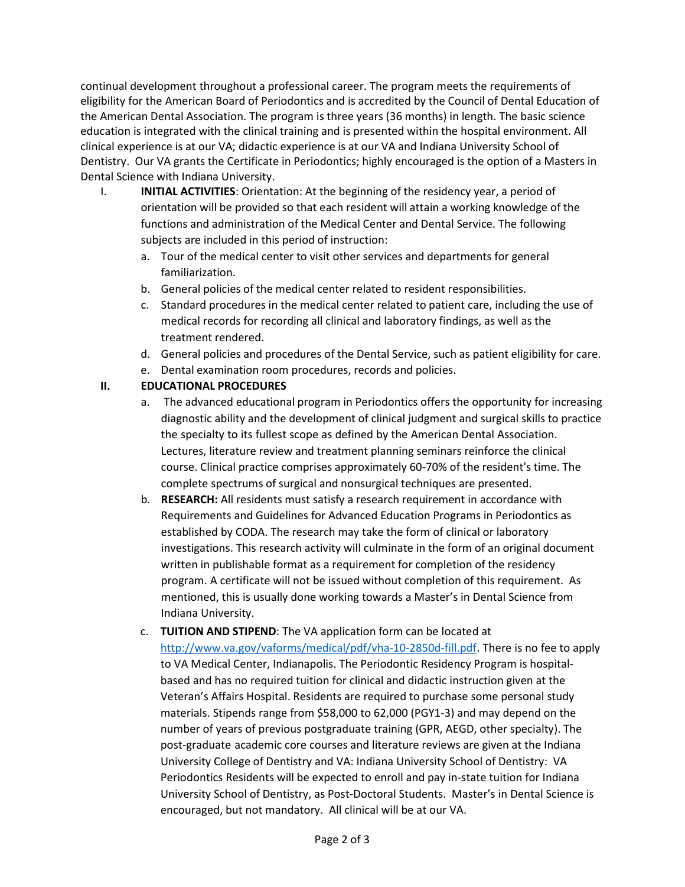continual development throughout a professional career. The program meets the requirements of eligibility for the American Board of Periodontics and is accredited by the Council of Dental Education of the American Dental Association. The program is three years (36 months) in length. The basic science education is integrated with the clinical training and is presented within the hospital environment. All clinical experience is at our VA; didactic experience is at our VA and Indiana University School of Dentistry. Our VA grants the Certificate in Periodontics; highly encouraged is the option of a Masters in Dental Science with Indiana University.

I. **INITIAL ACTIVITIES**: Orientation: At the beginning of the residency year, a period of orientation will be provided so that each resident will attain a working knowledge of the functions and administration of the Medical Center and Dental Service. The following subjects are included in this period of instruction:

   a. Tour of the medical center to visit other services and departments for general familiarization.
   b. General policies of the medical center related to resident responsibilities.
   c. Standard procedures in the medical center related to patient care, including the use of medical records for recording all clinical and laboratory findings, as well as the treatment rendered.
   d. General policies and procedures of the Dental Service, such as patient eligibility for care.
   e. Dental examination room procedures, records and policies.

**II. EDUCATIONAL PROCEDURES**

   a. The advanced educational program in Periodontics offers the opportunity for increasing diagnostic ability and the development of clinical judgment and surgical skills to practice the specialty to its fullest scope as defined by the American Dental Association. Lectures, literature review and treatment planning seminars reinforce the clinical course. Clinical practice comprises approximately 60-70% of the resident's time. The complete spectrums of surgical and nonsurgical techniques are presented.
   b. **RESEARCH:** All residents must satisfy a research requirement in accordance with Requirements and Guidelines for Advanced Education Programs in Periodontics as established by CODA. The research may take the form of clinical or laboratory investigations. This research activity will culminate in the form of an original document written in publishable format as a requirement for completion of the residency program. A certificate will not be issued without completion of this requirement. As mentioned, this is usually done working towards a Master's in Dental Science from Indiana University.
   c. **TUITION AND STIPEND**: The VA application form can be located at http://www.va.gov/vaforms/medical/pdf/vha-10-2850d-fill.pdf. There is no fee to apply to VA Medical Center, Indianapolis. The Periodontic Residency Program is hospital-based and has no required tuition for clinical and didactic instruction given at the Veteran's Affairs Hospital. Residents are required to purchase some personal study materials. Stipends range from $58,000 to 62,000 (PGY1-3) and may depend on the number of years of previous postgraduate training (GPR, AEGD, other specialty). The post-graduate academic core courses and literature reviews are given at the Indiana University College of Dentistry and VA: Indiana University School of Dentistry: VA Periodontics Residents will be expected to enroll and pay in-state tuition for Indiana University School of Dentistry, as Post-Doctoral Students. Master's in Dental Science is encouraged, but not mandatory. All clinical will be at our VA.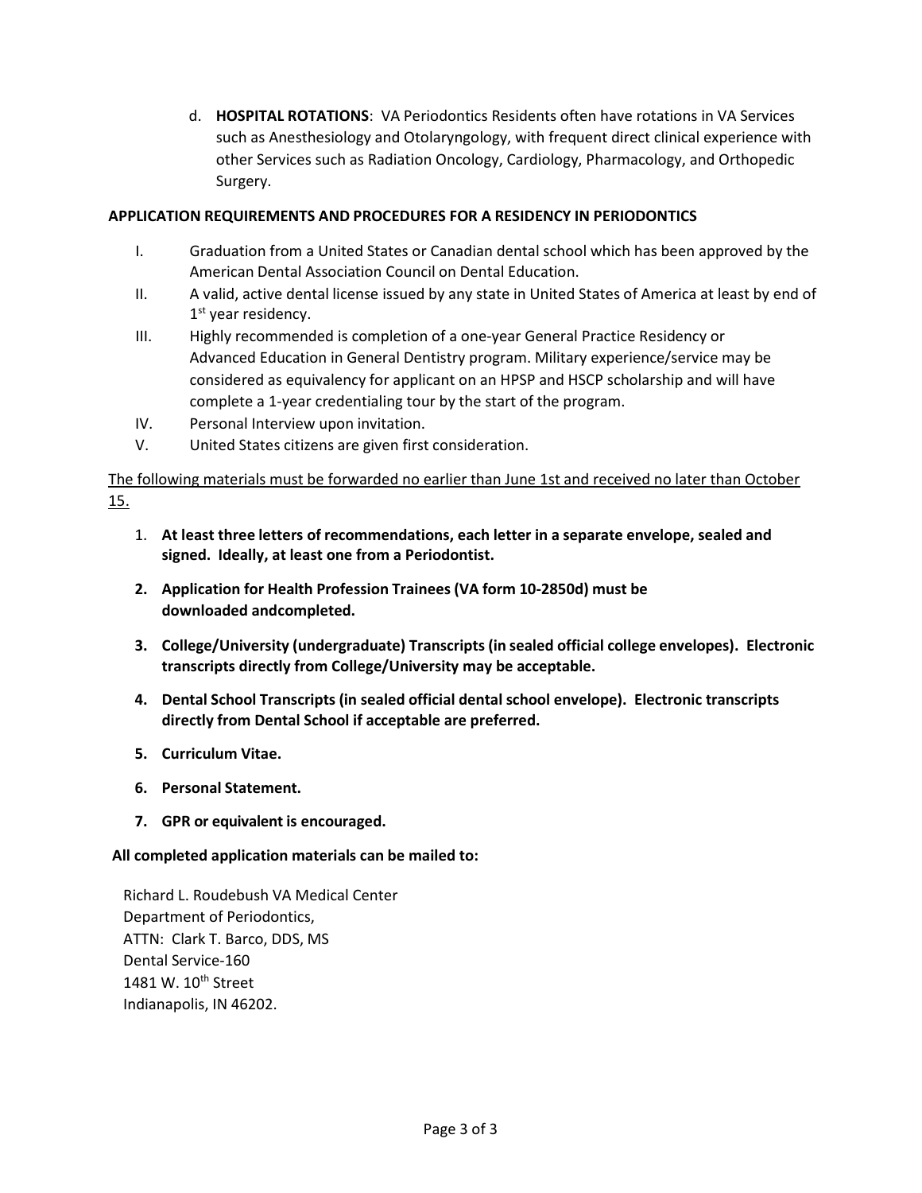d. **HOSPITAL ROTATIONS**: VA Periodontics Residents often have rotations in VA Services such as Anesthesiology and Otolaryngology, with frequent direct clinical experience with other Services such as Radiation Oncology, Cardiology, Pharmacology, and Orthopedic Surgery.

**APPLICATION REQUIREMENTS AND PROCEDURES FOR A RESIDENCY IN PERIODONTICS**

I. Graduation from a United States or Canadian dental school which has been approved by the American Dental Association Council on Dental Education.

II. A valid, active dental license issued by any state in United States of America at least by end of 1st year residency.

III. Highly recommended is completion of a one-year General Practice Residency or Advanced Education in General Dentistry program. Military experience/service may be considered as equivalency for applicant on an HPSP and HSCP scholarship and will have complete a 1-year credentialing tour by the start of the program.

IV. Personal Interview upon invitation.

V. United States citizens are given first consideration.

The following materials must be forwarded no earlier than June 1st and received no later than October 15.

1. **At least three letters of recommendations, each letter in a separate envelope, sealed and signed. Ideally, at least one from a Periodontist.**
2. **Application for Health Profession Trainees (VA form 10-2850d) must be downloaded andcompleted.**
3. **College/University (undergraduate) Transcripts (in sealed official college envelopes). Electronic transcripts directly from College/University may be acceptable.**
4. **Dental School Transcripts (in sealed official dental school envelope). Electronic transcripts directly from Dental School if acceptable are preferred.**
5. **Curriculum Vitae.**
6. **Personal Statement.**
7. **GPR or equivalent is encouraged.**

**All completed application materials can be mailed to:**

Richard L. Roudebush VA Medical Center
Department of Periodontics,
ATTN: Clark T. Barco, DDS, MS
Dental Service-160
1481 W. 10th Street
Indianapolis, IN 46202.